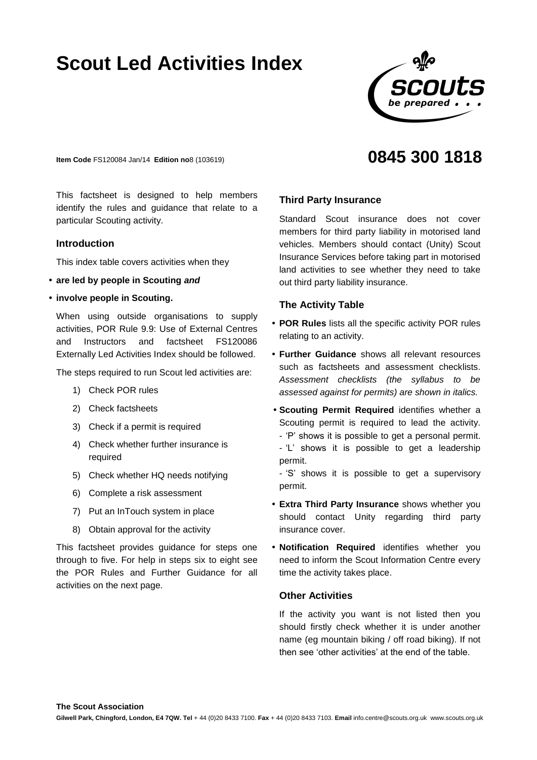# Scout Led Activities Index

**Item Code** FS120084 Jan/14 **Edition no**8 (103619)

**0845 300 1818**

This factsheet is designed to help members identify the rules and guidance that relate to a particular Scouting activity.

## Introduction

This index table covers activities when they

- **are led by people in Scouting *and***
- **involve people in Scouting.**

When using outside organisations to supply activities, POR Rule 9.9: Use of External Centres and Instructors and factsheet FS120086 Externally Led Activities Index should be followed.

The steps required to run Scout led activities are:

1) Check POR rules
2) Check factsheets
3) Check if a permit is required
4) Check whether further insurance is required
5) Check whether HQ needs notifying
6) Complete a risk assessment
7) Put an InTouch system in place
8) Obtain approval for the activity

This factsheet provides guidance for steps one through to five. For help in steps six to eight see the POR Rules and Further Guidance for all activities on the next page.

## Third Party Insurance

Standard Scout insurance does not cover members for third party liability in motorised land vehicles. Members should contact (Unity) Scout Insurance Services before taking part in motorised land activities to see whether they need to take out third party liability insurance.

## The Activity Table

- **POR Rules** lists all the specific activity POR rules relating to an activity.
- **Further Guidance** shows all relevant resources such as factsheets and assessment checklists. *Assessment checklists (the syllabus to be assessed against for permits) are shown in italics.*
- **Scouting Permit Required** identifies whether a Scouting permit is required to lead the activity.
  - 'P' shows it is possible to get a personal permit.
  - 'L' shows it is possible to get a leadership permit.
  - 'S' shows it is possible to get a supervisory permit.
- **Extra Third Party Insurance** shows whether you should contact Unity regarding third party insurance cover.
- **Notification Required** identifies whether you need to inform the Scout Information Centre every time the activity takes place.

## Other Activities

If the activity you want is not listed then you should firstly check whether it is under another name (eg mountain biking / off road biking). If not then see 'other activities' at the end of the table.

**The Scout Association**
Gilwell Park, Chingford, London, E4 7QW. Tel + 44 (0)20 8433 7100. Fax + 44 (0)20 8433 7103. Email info.centre@scouts.org.uk www.scouts.org.uk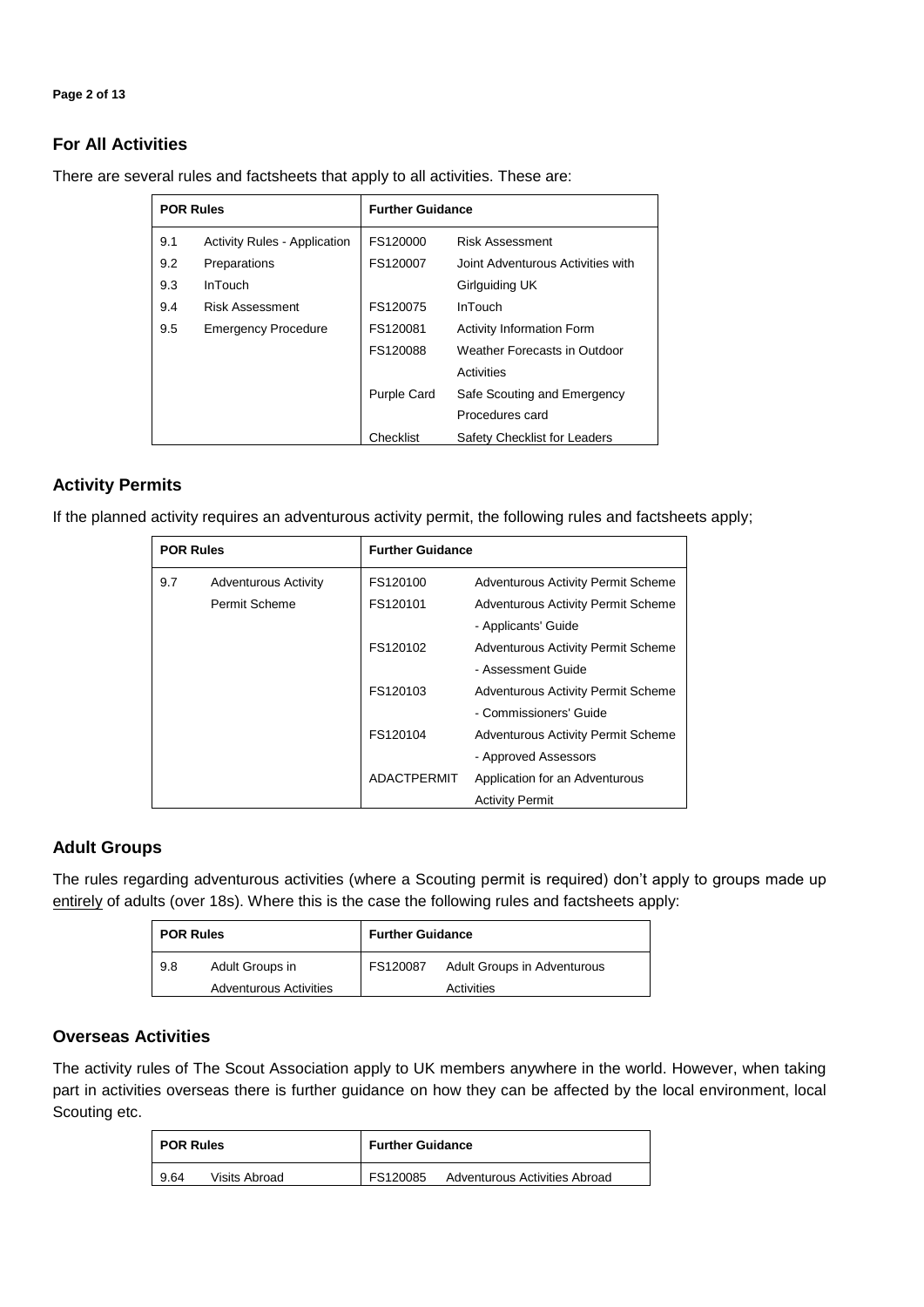## For All Activities

There are several rules and factsheets that apply to all activities. These are:

| POR Rules | | Further Guidance | |
|---|---|---|---|
| 9.1 | Activity Rules - Application | FS120000 | Risk Assessment |
| 9.2 | Preparations | FS120007 | Joint Adventurous Activities with Girlguiding UK |
| 9.3 | InTouch | FS120075 | InTouch |
| 9.4 | Risk Assessment | FS120081 | Activity Information Form |
| 9.5 | Emergency Procedure | FS120088 | Weather Forecasts in Outdoor Activities |
| | | Purple Card | Safe Scouting and Emergency Procedures card |
| | | Checklist | Safety Checklist for Leaders |

## Activity Permits

If the planned activity requires an adventurous activity permit, the following rules and factsheets apply;

| POR Rules | | Further Guidance | |
|---|---|---|---|
| 9.7 | Adventurous Activity Permit Scheme | FS120100 | Adventurous Activity Permit Scheme |
| | | FS120101 | Adventurous Activity Permit Scheme - Applicants' Guide |
| | | FS120102 | Adventurous Activity Permit Scheme - Assessment Guide |
| | | FS120103 | Adventurous Activity Permit Scheme - Commissioners' Guide |
| | | FS120104 | Adventurous Activity Permit Scheme - Approved Assessors |
| | | ADACTPERMIT | Application for an Adventurous Activity Permit |

## Adult Groups

The rules regarding adventurous activities (where a Scouting permit is required) don't apply to groups made up entirely of adults (over 18s). Where this is the case the following rules and factsheets apply:

| POR Rules | | Further Guidance | |
|---|---|---|---|
| 9.8 | Adult Groups in Adventurous Activities | FS120087 | Adult Groups in Adventurous Activities |

## Overseas Activities

The activity rules of The Scout Association apply to UK members anywhere in the world. However, when taking part in activities overseas there is further guidance on how they can be affected by the local environment, local Scouting etc.

| POR Rules | | Further Guidance | |
|---|---|---|---|
| 9.64 | Visits Abroad | FS120085 | Adventurous Activities Abroad |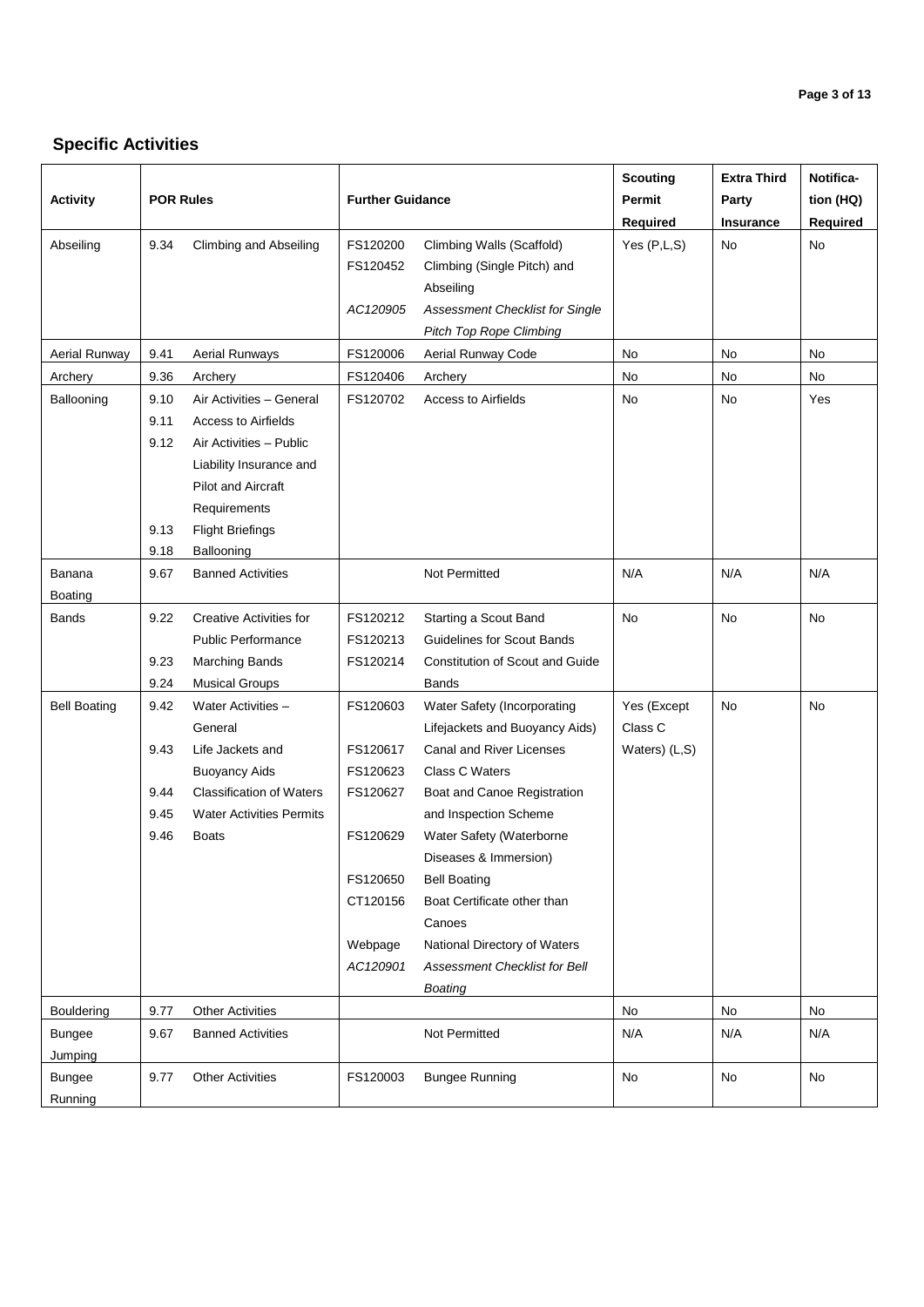## Specific Activities

| Activity | POR Rules | Further Guidance | Scouting Permit Required | Extra Third Party Insurance | Notification (HQ) Required |
|---|---|---|---|---|---|
| Abseiling | 9.34 Climbing and Abseiling | FS120200 Climbing Walls (Scaffold)<br>FS120452 Climbing (Single Pitch) and Abseiling<br>*AC120905 Assessment Checklist for Single Pitch Top Rope Climbing* | Yes (P,L,S) | No | No |
| Aerial Runway | 9.41 Aerial Runways | FS120006 Aerial Runway Code | No | No | No |
| Archery | 9.36 Archery | FS120406 Archery | No | No | No |
| Ballooning | 9.10 Air Activities – General<br>9.11 Access to Airfields<br>9.12 Air Activities – Public Liability Insurance and Pilot and Aircraft Requirements<br>9.13 Flight Briefings<br>9.18 Ballooning | FS120702 Access to Airfields | No | No | Yes |
| Banana Boating | 9.67 Banned Activities | Not Permitted | N/A | N/A | N/A |
| Bands | 9.22 Creative Activities for Public Performance<br>9.23 Marching Bands<br>9.24 Musical Groups | FS120212 Starting a Scout Band<br>FS120213 Guidelines for Scout Bands<br>FS120214 Constitution of Scout and Guide Bands | No | No | No |
| Bell Boating | 9.42 Water Activities – General<br>9.43 Life Jackets and Buoyancy Aids<br>9.44 Classification of Waters<br>9.45 Water Activities Permits<br>9.46 Boats | FS120603 Water Safety (Incorporating Lifejackets and Buoyancy Aids)<br>FS120617 Canal and River Licenses<br>FS120623 Class C Waters<br>FS120627 Boat and Canoe Registration and Inspection Scheme<br>FS120629 Water Safety (Waterborne Diseases & Immersion)<br>FS120650 Bell Boating<br>CT120156 Boat Certificate other than Canoes<br>Webpage National Directory of Waters<br>*AC120901 Assessment Checklist for Bell Boating* | Yes (Except Class C Waters) (L,S) | No | No |
| Bouldering | 9.77 Other Activities | | No | No | No |
| Bungee Jumping | 9.67 Banned Activities | Not Permitted | N/A | N/A | N/A |
| Bungee Running | 9.77 Other Activities | FS120003 Bungee Running | No | No | No |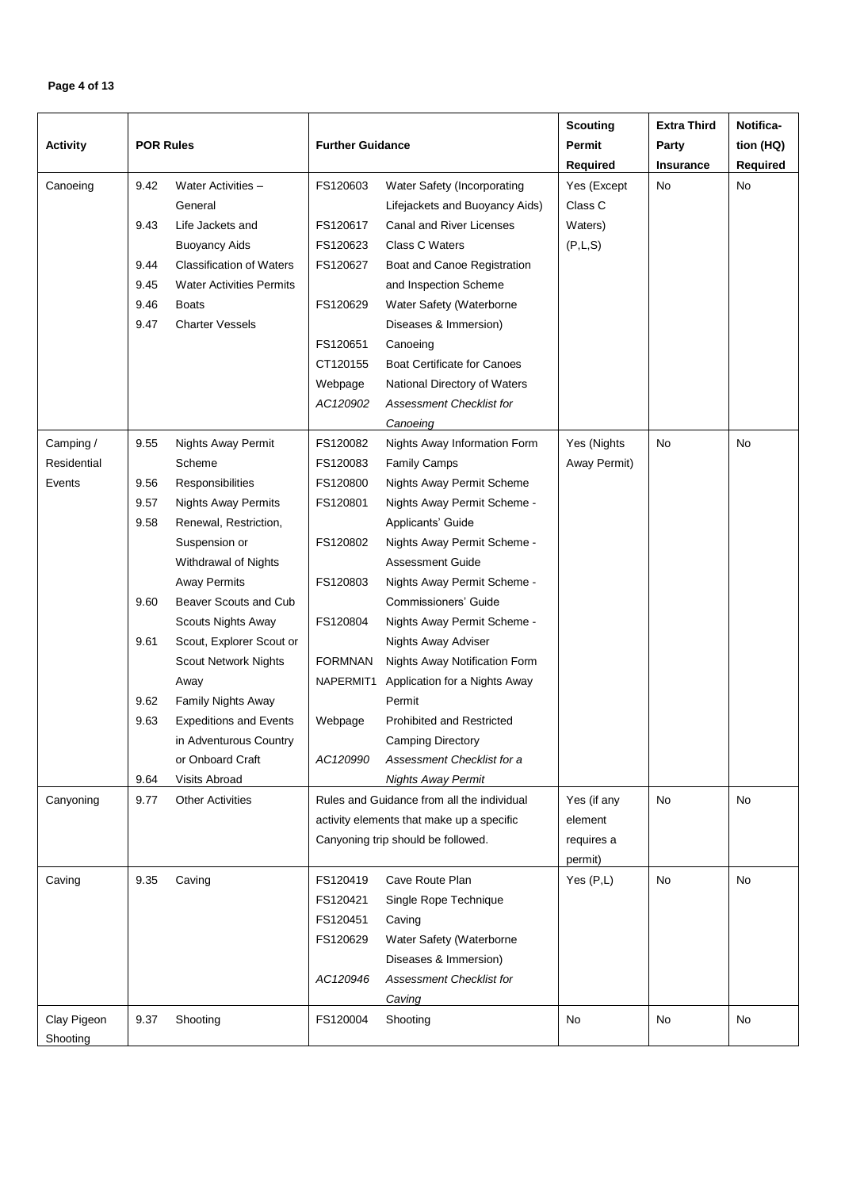| Activity | POR Rules | Further Guidance | Scouting Permit Required | Extra Third Party Insurance | Notification (HQ) Required |
|---|---|---|---|---|---|
| Canoeing | 9.42 Water Activities – General<br>9.43 Life Jackets and Buoyancy Aids<br>9.44 Classification of Waters<br>9.45 Water Activities Permits<br>9.46 Boats<br>9.47 Charter Vessels | FS120603 Water Safety (Incorporating Lifejackets and Buoyancy Aids)<br>FS120617 Canal and River Licenses<br>FS120623 Class C Waters<br>FS120627 Boat and Canoe Registration and Inspection Scheme<br>FS120629 Water Safety (Waterborne Diseases & Immersion)<br>FS120651 Canoeing<br>CT120155 Boat Certificate for Canoes<br>Webpage National Directory of Waters<br>*AC120902 Assessment Checklist for Canoeing* | Yes (Except Class C Waters) (P,L,S) | No | No |
| Camping / Residential Events | 9.55 Nights Away Permit Scheme<br>9.56 Responsibilities<br>9.57 Nights Away Permits<br>9.58 Renewal, Restriction, Suspension or Withdrawal of Nights Away Permits<br>9.60 Beaver Scouts and Cub Scouts Nights Away<br>9.61 Scout, Explorer Scout or Scout Network Nights Away<br>9.62 Family Nights Away<br>9.63 Expeditions and Events in Adventurous Country or Onboard Craft<br>9.64 Visits Abroad | FS120082 Nights Away Information Form<br>FS120083 Family Camps<br>FS120800 Nights Away Permit Scheme<br>FS120801 Nights Away Permit Scheme - Applicants' Guide<br>FS120802 Nights Away Permit Scheme - Assessment Guide<br>FS120803 Nights Away Permit Scheme - Commissioners' Guide<br>FS120804 Nights Away Permit Scheme - Nights Away Adviser<br>FORMNAN Nights Away Notification Form<br>NAPERMIT1 Application for a Nights Away Permit<br>Webpage Prohibited and Restricted Camping Directory<br>*AC120990 Assessment Checklist for a Nights Away Permit* | Yes (Nights Away Permit) | No | No |
| Canyoning | 9.77 Other Activities | Rules and Guidance from all the individual activity elements that make up a specific Canyoning trip should be followed. | Yes (if any element requires a permit) | No | No |
| Caving | 9.35 Caving | FS120419 Cave Route Plan<br>FS120421 Single Rope Technique<br>FS120451 Caving<br>FS120629 Water Safety (Waterborne Diseases & Immersion)<br>*AC120946 Assessment Checklist for Caving* | Yes (P,L) | No | No |
| Clay Pigeon Shooting | 9.37 Shooting | FS120004 Shooting | No | No | No |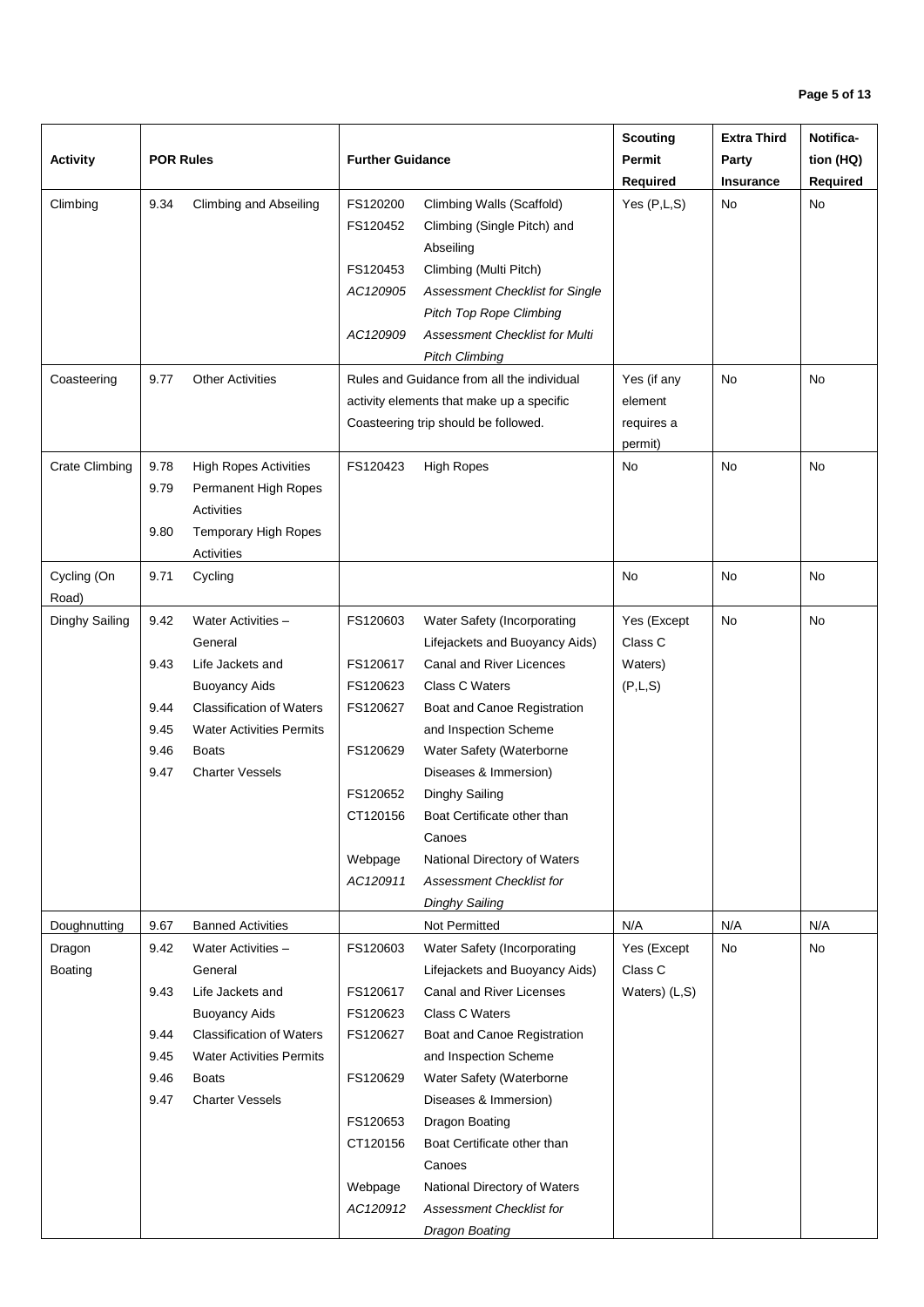| Activity | POR Rules | | Further Guidance | | Scouting Permit Required | Extra Third Party Insurance | Notification (HQ) Required |
|---|---|---|---|---|---|---|---|
| Climbing | 9.34 | Climbing and Abseiling | FS120200<br>FS120452<br><br>FS120453<br>*AC120905*<br><br>*AC120909* | Climbing Walls (Scaffold)<br>Climbing (Single Pitch) and Abseiling<br>Climbing (Multi Pitch)<br>*Assessment Checklist for Single Pitch Top Rope Climbing*<br>*Assessment Checklist for Multi Pitch Climbing* | Yes (P,L,S) | No | No |
| Coasteering | 9.77 | Other Activities | Rules and Guidance from all the individual activity elements that make up a specific Coasteering trip should be followed. | | Yes (if any element requires a permit) | No | No |
| Crate Climbing | 9.78<br>9.79<br><br>9.80 | High Ropes Activities<br>Permanent High Ropes Activities<br>Temporary High Ropes Activities | FS120423 | High Ropes | No | No | No |
| Cycling (On Road) | 9.71 | Cycling | | | No | No | No |
| Dinghy Sailing | 9.42<br><br>9.43<br><br>9.44<br>9.45<br>9.46<br>9.47 | Water Activities – General<br>Life Jackets and Buoyancy Aids<br>Classification of Waters<br>Water Activities Permits<br>Boats<br>Charter Vessels | FS120603<br><br>FS120617<br>FS120623<br>FS120627<br><br>FS120629<br><br>FS120652<br>CT120156<br><br>Webpage<br>*AC120911* | Water Safety (Incorporating Lifejackets and Buoyancy Aids)<br>Canal and River Licences<br>Class C Waters<br>Boat and Canoe Registration and Inspection Scheme<br>Water Safety (Waterborne Diseases & Immersion)<br>Dinghy Sailing<br>Boat Certificate other than Canoes<br>National Directory of Waters<br>*Assessment Checklist for Dinghy Sailing* | Yes (Except Class C Waters) (P,L,S) | No | No |
| Doughnutting | 9.67 | Banned Activities | | Not Permitted | N/A | N/A | N/A |
| Dragon Boating | 9.42<br><br>9.43<br><br>9.44<br>9.45<br>9.46<br>9.47 | Water Activities – General<br>Life Jackets and Buoyancy Aids<br>Classification of Waters<br>Water Activities Permits<br>Boats<br>Charter Vessels | FS120603<br><br>FS120617<br>FS120623<br>FS120627<br><br>FS120629<br><br>FS120653<br>CT120156<br><br>Webpage<br>*AC120912* | Water Safety (Incorporating Lifejackets and Buoyancy Aids)<br>Canal and River Licenses<br>Class C Waters<br>Boat and Canoe Registration and Inspection Scheme<br>Water Safety (Waterborne Diseases & Immersion)<br>Dragon Boating<br>Boat Certificate other than Canoes<br>National Directory of Waters<br>*Assessment Checklist for Dragon Boating* | Yes (Except Class C Waters) (L,S) | No | No |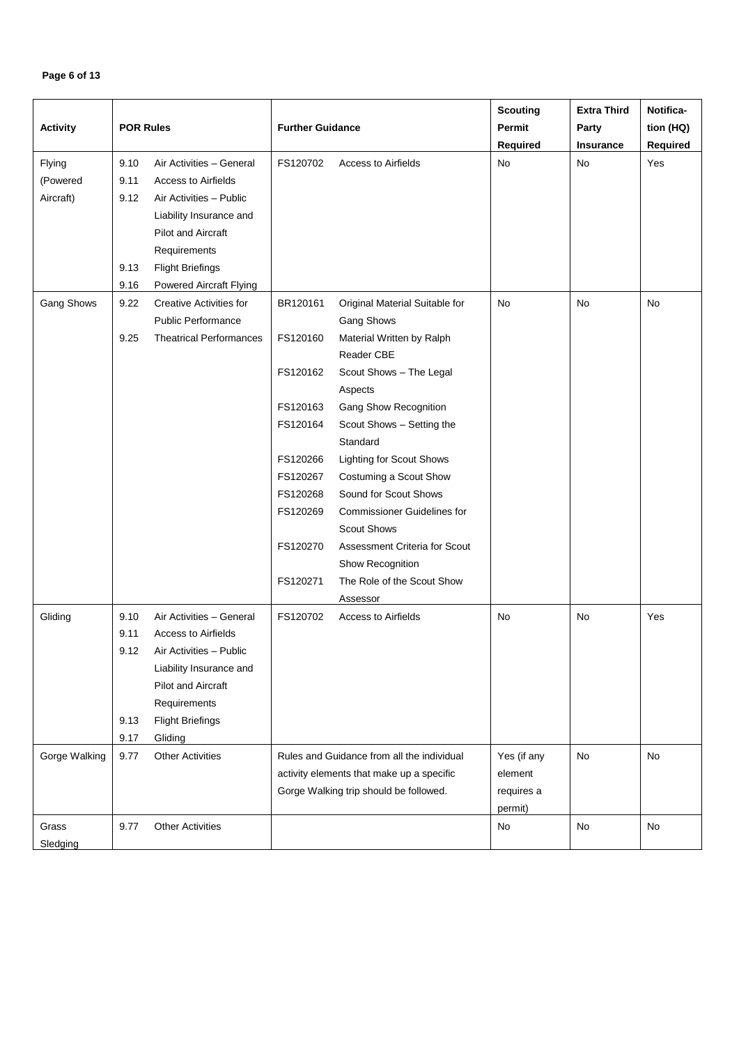| Activity | POR Rules | Further Guidance | Scouting Permit Required | Extra Third Party Insurance | Notification (HQ) Required |
|---|---|---|---|---|---|
| Flying (Powered Aircraft) | 9.10 Air Activities – General<br>9.11 Access to Airfields<br>9.12 Air Activities – Public Liability Insurance and Pilot and Aircraft Requirements<br>9.13 Flight Briefings<br>9.16 Powered Aircraft Flying | FS120702 Access to Airfields | No | No | Yes |
| Gang Shows | 9.22 Creative Activities for Public Performance<br>9.25 Theatrical Performances | BR120161 Original Material Suitable for Gang Shows<br>FS120160 Material Written by Ralph Reader CBE<br>FS120162 Scout Shows – The Legal Aspects<br>FS120163 Gang Show Recognition<br>FS120164 Scout Shows – Setting the Standard<br>FS120266 Lighting for Scout Shows<br>FS120267 Costuming a Scout Show<br>FS120268 Sound for Scout Shows<br>FS120269 Commissioner Guidelines for Scout Shows<br>FS120270 Assessment Criteria for Scout Show Recognition<br>FS120271 The Role of the Scout Show Assessor | No | No | No |
| Gliding | 9.10 Air Activities – General<br>9.11 Access to Airfields<br>9.12 Air Activities – Public Liability Insurance and Pilot and Aircraft Requirements<br>9.13 Flight Briefings<br>9.17 Gliding | FS120702 Access to Airfields | No | No | Yes |
| Gorge Walking | 9.77 Other Activities | Rules and Guidance from all the individual activity elements that make up a specific Gorge Walking trip should be followed. | Yes (if any element requires a permit) | No | No |
| Grass Sledging | 9.77 Other Activities | | No | No | No |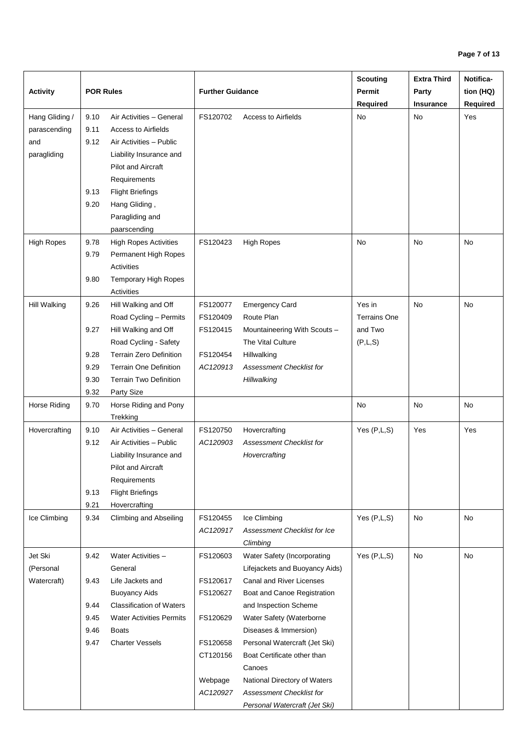| Activity | POR Rules | Further Guidance | Scouting Permit Required | Extra Third Party Insurance | Notification (HQ) Required |
|---|---|---|---|---|---|
| Hang Gliding / parascending and paragliding | 9.10 Air Activities – General<br>9.11 Access to Airfields<br>9.12 Air Activities – Public Liability Insurance and Pilot and Aircraft Requirements<br>9.13 Flight Briefings<br>9.20 Hang Gliding , Paragliding and paarscending | FS120702 Access to Airfields | No | No | Yes |
| High Ropes | 9.78 High Ropes Activities<br>9.79 Permanent High Ropes Activities<br>9.80 Temporary High Ropes Activities | FS120423 High Ropes | No | No | No |
| Hill Walking | 9.26 Hill Walking and Off Road Cycling – Permits<br>9.27 Hill Walking and Off Road Cycling - Safety<br>9.28 Terrain Zero Definition<br>9.29 Terrain One Definition<br>9.30 Terrain Two Definition<br>9.32 Party Size | FS120077 Emergency Card<br>FS120409 Route Plan<br>FS120415 Mountaineering With Scouts – The Vital Culture<br>FS120454 Hillwalking<br>*AC120913 Assessment Checklist for Hillwalking* | Yes in Terrains One and Two (P,L,S) | No | No |
| Horse Riding | 9.70 Horse Riding and Pony Trekking | | No | No | No |
| Hovercrafting | 9.10 Air Activities – General<br>9.12 Air Activities – Public Liability Insurance and Pilot and Aircraft Requirements<br>9.13 Flight Briefings<br>9.21 Hovercrafting | FS120750 Hovercrafting<br>*AC120903 Assessment Checklist for Hovercrafting* | Yes (P,L,S) | Yes | Yes |
| Ice Climbing | 9.34 Climbing and Abseiling | FS120455 Ice Climbing<br>*AC120917 Assessment Checklist for Ice Climbing* | Yes (P,L,S) | No | No |
| Jet Ski (Personal Watercraft) | 9.42 Water Activities – General<br>9.43 Life Jackets and Buoyancy Aids<br>9.44 Classification of Waters<br>9.45 Water Activities Permits<br>9.46 Boats<br>9.47 Charter Vessels | FS120603 Water Safety (Incorporating Lifejackets and Buoyancy Aids)<br>FS120617 Canal and River Licenses<br>FS120627 Boat and Canoe Registration and Inspection Scheme<br>FS120629 Water Safety (Waterborne Diseases & Immersion)<br>FS120658 Personal Watercraft (Jet Ski)<br>CT120156 Boat Certificate other than Canoes<br>Webpage National Directory of Waters<br>*AC120927 Assessment Checklist for Personal Watercraft (Jet Ski)* | Yes (P,L,S) | No | No |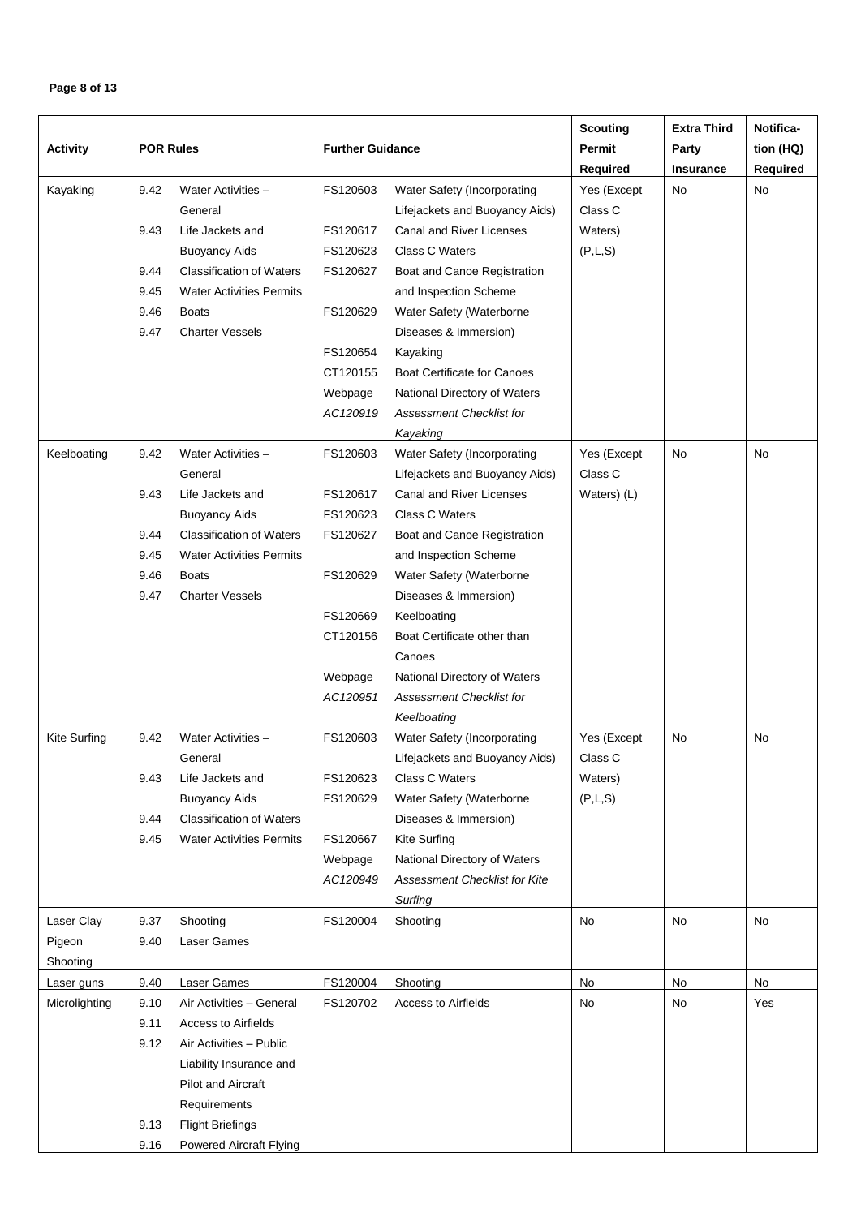| Activity | POR Rules | Further Guidance | Scouting Permit Required | Extra Third Party Insurance | Notification (HQ) Required |
|---|---|---|---|---|---|
| Kayaking | 9.42 Water Activities – General<br>9.43 Life Jackets and Buoyancy Aids<br>9.44 Classification of Waters<br>9.45 Water Activities Permits<br>9.46 Boats<br>9.47 Charter Vessels | FS120603 Water Safety (Incorporating Lifejackets and Buoyancy Aids)<br>FS120617 Canal and River Licenses<br>FS120623 Class C Waters<br>FS120627 Boat and Canoe Registration and Inspection Scheme<br>FS120629 Water Safety (Waterborne Diseases & Immersion)<br>FS120654 Kayaking<br>CT120155 Boat Certificate for Canoes<br>Webpage National Directory of Waters<br>*AC120919 Assessment Checklist for Kayaking* | Yes (Except Class C Waters) (P,L,S) | No | No |
| Keelboating | 9.42 Water Activities – General<br>9.43 Life Jackets and Buoyancy Aids<br>9.44 Classification of Waters<br>9.45 Water Activities Permits<br>9.46 Boats<br>9.47 Charter Vessels | FS120603 Water Safety (Incorporating Lifejackets and Buoyancy Aids)<br>FS120617 Canal and River Licenses<br>FS120623 Class C Waters<br>FS120627 Boat and Canoe Registration and Inspection Scheme<br>FS120629 Water Safety (Waterborne Diseases & Immersion)<br>FS120669 Keelboating<br>CT120156 Boat Certificate other than Canoes<br>Webpage National Directory of Waters<br>*AC120951 Assessment Checklist for Keelboating* | Yes (Except Class C Waters) (L) | No | No |
| Kite Surfing | 9.42 Water Activities – General<br>9.43 Life Jackets and Buoyancy Aids<br>9.44 Classification of Waters<br>9.45 Water Activities Permits | FS120603 Water Safety (Incorporating Lifejackets and Buoyancy Aids)<br>FS120623 Class C Waters<br>FS120629 Water Safety (Waterborne Diseases & Immersion)<br>FS120667 Kite Surfing<br>Webpage National Directory of Waters<br>*AC120949 Assessment Checklist for Kite Surfing* | Yes (Except Class C Waters) (P,L,S) | No | No |
| Laser Clay Pigeon Shooting | 9.37 Shooting<br>9.40 Laser Games | FS120004 Shooting | No | No | No |
| Laser guns | 9.40 Laser Games | FS120004 Shooting | No | No | No |
| Microlighting | 9.10 Air Activities – General<br>9.11 Access to Airfields<br>9.12 Air Activities – Public Liability Insurance and Pilot and Aircraft Requirements<br>9.13 Flight Briefings<br>9.16 Powered Aircraft Flying | FS120702 Access to Airfields | No | No | Yes |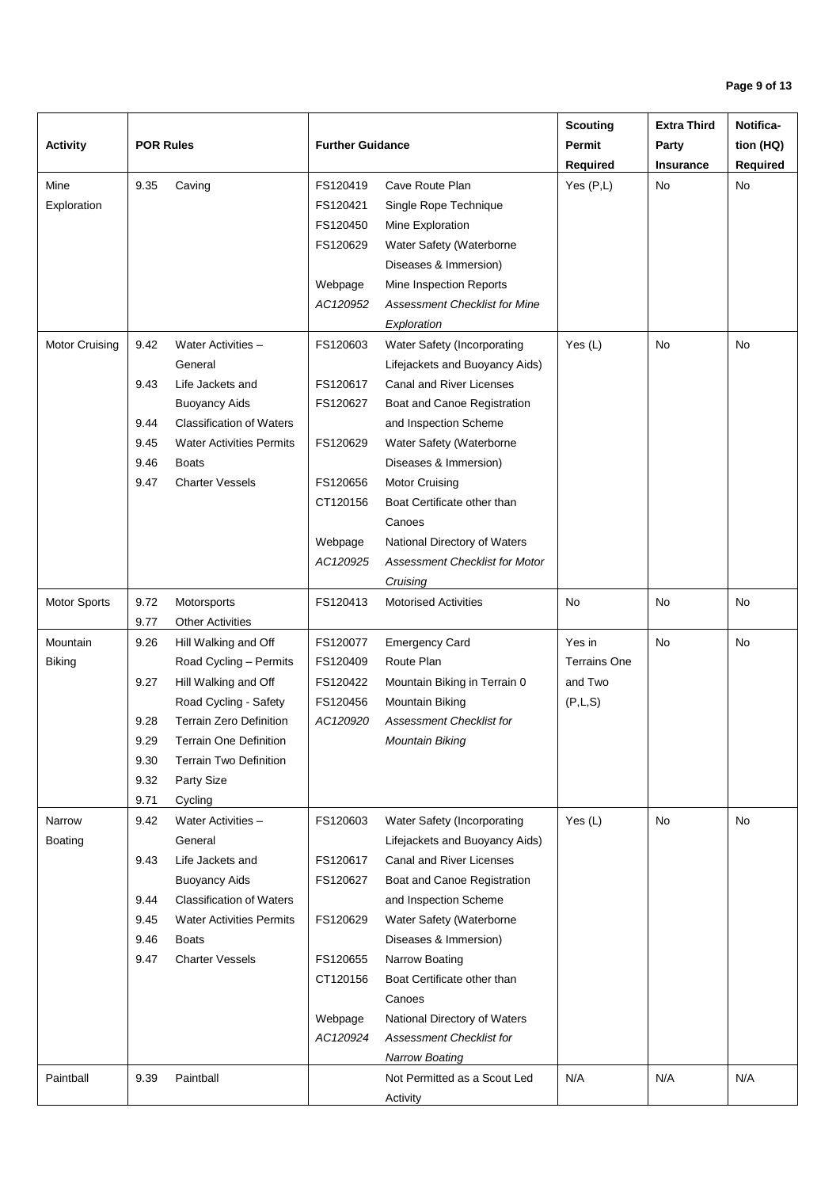| Activity | POR Rules | Further Guidance | Scouting Permit Required | Extra Third Party Insurance | Notification (HQ) Required |
|---|---|---|---|---|---|
| Mine Exploration | 9.35 Caving | FS120419 Cave Route Plan<br>FS120421 Single Rope Technique<br>FS120450 Mine Exploration<br>FS120629 Water Safety (Waterborne Diseases & Immersion)<br>Webpage Mine Inspection Reports<br>*AC120952 Assessment Checklist for Mine Exploration* | Yes (P,L) | No | No |
| Motor Cruising | 9.42 Water Activities – General<br>9.43 Life Jackets and Buoyancy Aids<br>9.44 Classification of Waters<br>9.45 Water Activities Permits<br>9.46 Boats<br>9.47 Charter Vessels | FS120603 Water Safety (Incorporating Lifejackets and Buoyancy Aids)<br>FS120617 Canal and River Licenses<br>FS120627 Boat and Canoe Registration and Inspection Scheme<br>FS120629 Water Safety (Waterborne Diseases & Immersion)<br>FS120656 Motor Cruising<br>CT120156 Boat Certificate other than Canoes<br>Webpage National Directory of Waters<br>*AC120925 Assessment Checklist for Motor Cruising* | Yes (L) | No | No |
| Motor Sports | 9.72 Motorsports<br>9.77 Other Activities | FS120413 Motorised Activities | No | No | No |
| Mountain Biking | 9.26 Hill Walking and Off Road Cycling – Permits<br>9.27 Hill Walking and Off Road Cycling - Safety<br>9.28 Terrain Zero Definition<br>9.29 Terrain One Definition<br>9.30 Terrain Two Definition<br>9.32 Party Size<br>9.71 Cycling | FS120077 Emergency Card<br>FS120409 Route Plan<br>FS120422 Mountain Biking in Terrain 0<br>FS120456 Mountain Biking<br>*AC120920 Assessment Checklist for Mountain Biking* | Yes in Terrains One and Two (P,L,S) | No | No |
| Narrow Boating | 9.42 Water Activities – General<br>9.43 Life Jackets and Buoyancy Aids<br>9.44 Classification of Waters<br>9.45 Water Activities Permits<br>9.46 Boats<br>9.47 Charter Vessels | FS120603 Water Safety (Incorporating Lifejackets and Buoyancy Aids)<br>FS120617 Canal and River Licenses<br>FS120627 Boat and Canoe Registration and Inspection Scheme<br>FS120629 Water Safety (Waterborne Diseases & Immersion)<br>FS120655 Narrow Boating<br>CT120156 Boat Certificate other than Canoes<br>Webpage National Directory of Waters<br>*AC120924 Assessment Checklist for Narrow Boating* | Yes (L) | No | No |
| Paintball | 9.39 Paintball | Not Permitted as a Scout Led Activity | N/A | N/A | N/A |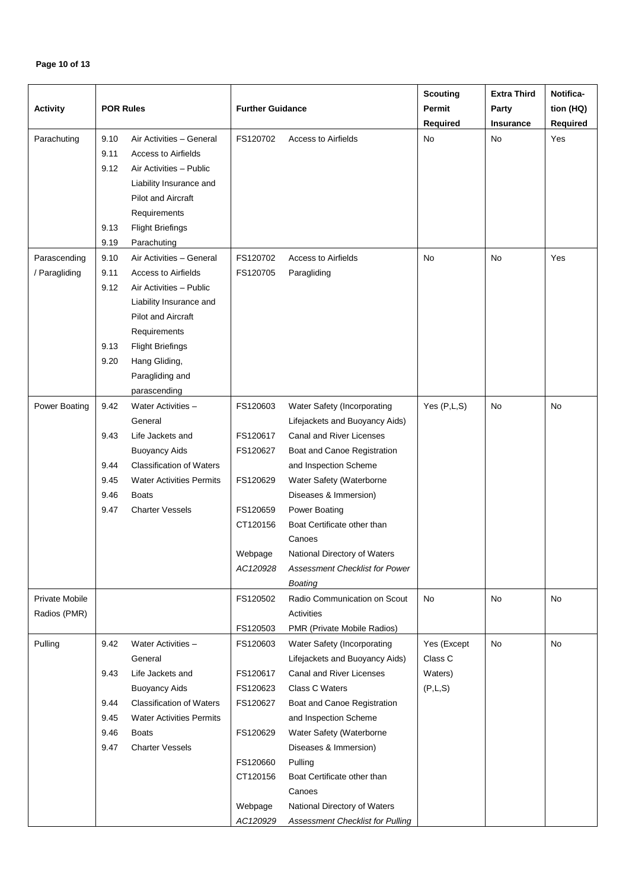| Activity | POR Rules | Further Guidance | Scouting Permit Required | Extra Third Party Insurance | Notification (HQ) Required |
|---|---|---|---|---|---|
| Parachuting | 9.10 Air Activities – General<br>9.11 Access to Airfields<br>9.12 Air Activities – Public Liability Insurance and Pilot and Aircraft Requirements<br>9.13 Flight Briefings<br>9.19 Parachuting | FS120702 Access to Airfields | No | No | Yes |
| Parascending / Paragliding | 9.10 Air Activities – General<br>9.11 Access to Airfields<br>9.12 Air Activities – Public Liability Insurance and Pilot and Aircraft Requirements<br>9.13 Flight Briefings<br>9.20 Hang Gliding, Paragliding and parascending | FS120702 Access to Airfields<br>FS120705 Paragliding | No | No | Yes |
| Power Boating | 9.42 Water Activities – General<br>9.43 Life Jackets and Buoyancy Aids<br>9.44 Classification of Waters<br>9.45 Water Activities Permits<br>9.46 Boats<br>9.47 Charter Vessels | FS120603 Water Safety (Incorporating Lifejackets and Buoyancy Aids)<br>FS120617 Canal and River Licenses<br>FS120627 Boat and Canoe Registration and Inspection Scheme<br>FS120629 Water Safety (Waterborne Diseases & Immersion)<br>FS120659 Power Boating<br>CT120156 Boat Certificate other than Canoes<br>Webpage National Directory of Waters<br>*AC120928 Assessment Checklist for Power Boating* | Yes (P,L,S) | No | No |
| Private Mobile Radios (PMR) | | FS120502 Radio Communication on Scout Activities<br>FS120503 PMR (Private Mobile Radios) | No | No | No |
| Pulling | 9.42 Water Activities – General<br>9.43 Life Jackets and Buoyancy Aids<br>9.44 Classification of Waters<br>9.45 Water Activities Permits<br>9.46 Boats<br>9.47 Charter Vessels | FS120603 Water Safety (Incorporating Lifejackets and Buoyancy Aids)<br>FS120617 Canal and River Licenses<br>FS120623 Class C Waters<br>FS120627 Boat and Canoe Registration and Inspection Scheme<br>FS120629 Water Safety (Waterborne Diseases & Immersion)<br>FS120660 Pulling<br>CT120156 Boat Certificate other than Canoes<br>Webpage National Directory of Waters<br>*AC120929 Assessment Checklist for Pulling* | Yes (Except Class C Waters) (P,L,S) | No | No |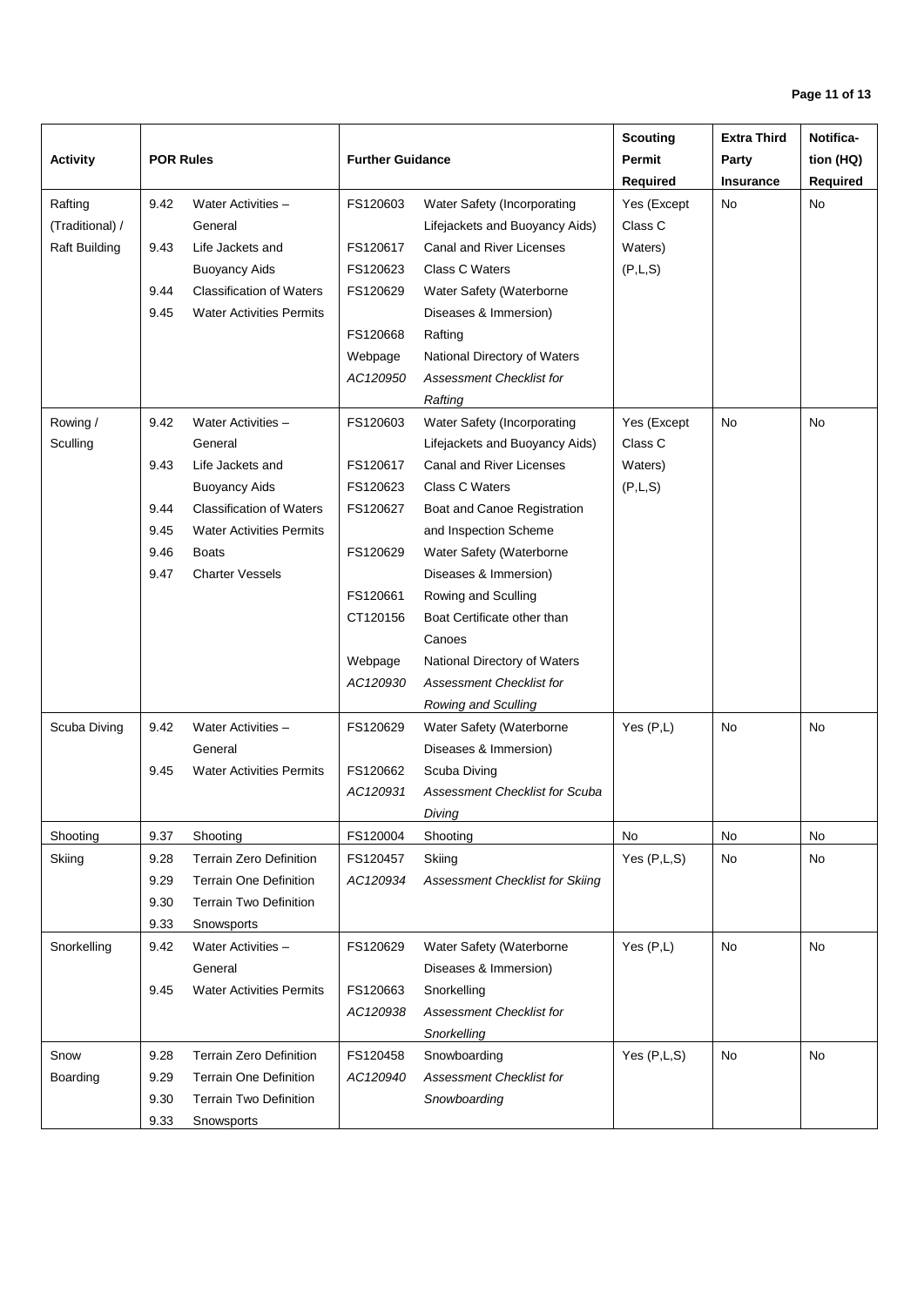| Activity | POR Rules | | Further Guidance | | Scouting Permit Required | Extra Third Party Insurance | Notification (HQ) Required |
|---|---|---|---|---|---|---|---|
| Rafting (Traditional) / Raft Building | 9.42<br>9.43<br>9.44<br>9.45 | Water Activities – General<br>Life Jackets and Buoyancy Aids<br>Classification of Waters<br>Water Activities Permits | FS120603<br>FS120617<br>FS120623<br>FS120629<br>FS120668<br>Webpage<br>*AC120950* | Water Safety (Incorporating Lifejackets and Buoyancy Aids)<br>Canal and River Licenses<br>Class C Waters<br>Water Safety (Waterborne Diseases & Immersion)<br>Rafting<br>National Directory of Waters<br>*Assessment Checklist for Rafting* | Yes (Except Class C Waters) (P,L,S) | No | No |
| Rowing / Sculling | 9.42<br>9.43<br>9.44<br>9.45<br>9.46<br>9.47 | Water Activities – General<br>Life Jackets and Buoyancy Aids<br>Classification of Waters<br>Water Activities Permits<br>Boats<br>Charter Vessels | FS120603<br>FS120617<br>FS120623<br>FS120627<br>FS120629<br>FS120661<br>CT120156<br>Webpage<br>*AC120930* | Water Safety (Incorporating Lifejackets and Buoyancy Aids)<br>Canal and River Licenses<br>Class C Waters<br>Boat and Canoe Registration and Inspection Scheme<br>Water Safety (Waterborne Diseases & Immersion)<br>Rowing and Sculling<br>Boat Certificate other than Canoes<br>National Directory of Waters<br>*Assessment Checklist for Rowing and Sculling* | Yes (Except Class C Waters) (P,L,S) | No | No |
| Scuba Diving | 9.42<br>9.45 | Water Activities – General<br>Water Activities Permits | FS120629<br>FS120662<br>*AC120931* | Water Safety (Waterborne Diseases & Immersion)<br>Scuba Diving<br>*Assessment Checklist for Scuba Diving* | Yes (P,L) | No | No |
| Shooting | 9.37 | Shooting | FS120004 | Shooting | No | No | No |
| Skiing | 9.28<br>9.29<br>9.30<br>9.33 | Terrain Zero Definition<br>Terrain One Definition<br>Terrain Two Definition<br>Snowsports | FS120457<br>*AC120934* | Skiing<br>*Assessment Checklist for Skiing* | Yes (P,L,S) | No | No |
| Snorkelling | 9.42<br>9.45 | Water Activities – General<br>Water Activities Permits | FS120629<br>FS120663<br>*AC120938* | Water Safety (Waterborne Diseases & Immersion)<br>Snorkelling<br>*Assessment Checklist for Snorkelling* | Yes (P,L) | No | No |
| Snow Boarding | 9.28<br>9.29<br>9.30<br>9.33 | Terrain Zero Definition<br>Terrain One Definition<br>Terrain Two Definition<br>Snowsports | FS120458<br>*AC120940* | Snowboarding<br>*Assessment Checklist for Snowboarding* | Yes (P,L,S) | No | No |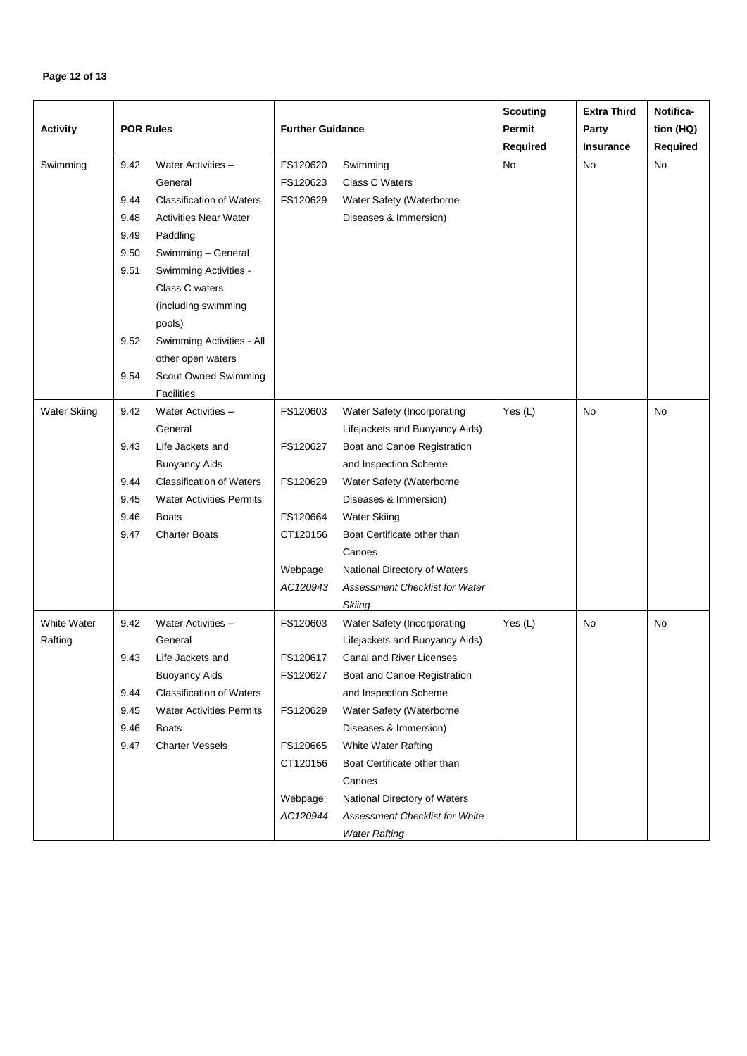| Activity | POR Rules | Further Guidance | Scouting Permit Required | Extra Third Party Insurance | Notification (HQ) Required |
|---|---|---|---|---|---|
| Swimming | 9.42 Water Activities – General<br>9.44 Classification of Waters<br>9.48 Activities Near Water<br>9.49 Paddling<br>9.50 Swimming – General<br>9.51 Swimming Activities - Class C waters (including swimming pools)<br>9.52 Swimming Activities - All other open waters<br>9.54 Scout Owned Swimming Facilities | FS120620 Swimming<br>FS120623 Class C Waters<br>FS120629 Water Safety (Waterborne Diseases & Immersion) | No | No | No |
| Water Skiing | 9.42 Water Activities – General<br>9.43 Life Jackets and Buoyancy Aids<br>9.44 Classification of Waters<br>9.45 Water Activities Permits<br>9.46 Boats<br>9.47 Charter Boats | FS120603 Water Safety (Incorporating Lifejackets and Buoyancy Aids)<br>FS120627 Boat and Canoe Registration and Inspection Scheme<br>FS120629 Water Safety (Waterborne Diseases & Immersion)<br>FS120664 Water Skiing<br>CT120156 Boat Certificate other than Canoes<br>Webpage National Directory of Waters<br>*AC120943 Assessment Checklist for Water Skiing* | Yes (L) | No | No |
| White Water Rafting | 9.42 Water Activities – General<br>9.43 Life Jackets and Buoyancy Aids<br>9.44 Classification of Waters<br>9.45 Water Activities Permits<br>9.46 Boats<br>9.47 Charter Vessels | FS120603 Water Safety (Incorporating Lifejackets and Buoyancy Aids)<br>FS120617 Canal and River Licenses<br>FS120627 Boat and Canoe Registration and Inspection Scheme<br>FS120629 Water Safety (Waterborne Diseases & Immersion)<br>FS120665 White Water Rafting<br>CT120156 Boat Certificate other than Canoes<br>Webpage National Directory of Waters<br>*AC120944 Assessment Checklist for White Water Rafting* | Yes (L) | No | No |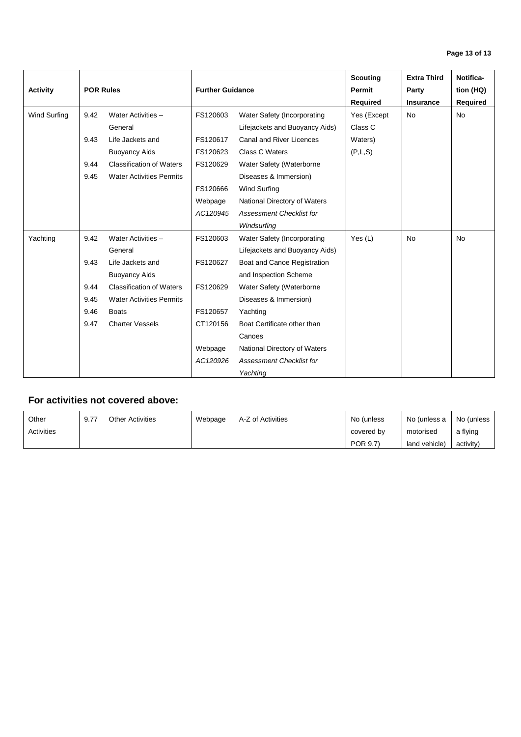| Activity | POR Rules | Further Guidance | Scouting Permit Required | Extra Third Party Insurance | Notification (HQ) Required |
|---|---|---|---|---|---|
| Wind Surfing | 9.42 Water Activities – General<br>9.43 Life Jackets and Buoyancy Aids<br>9.44 Classification of Waters<br>9.45 Water Activities Permits | FS120603 Water Safety (Incorporating Lifejackets and Buoyancy Aids)<br>FS120617 Canal and River Licences<br>FS120623 Class C Waters<br>FS120629 Water Safety (Waterborne Diseases & Immersion)<br>FS120666 Wind Surfing<br>Webpage National Directory of Waters<br>*AC120945 Assessment Checklist for Windsurfing* | Yes (Except Class C Waters) (P,L,S) | No | No |
| Yachting | 9.42 Water Activities – General<br>9.43 Life Jackets and Buoyancy Aids<br>9.44 Classification of Waters<br>9.45 Water Activities Permits<br>9.46 Boats<br>9.47 Charter Vessels | FS120603 Water Safety (Incorporating Lifejackets and Buoyancy Aids)<br>FS120627 Boat and Canoe Registration and Inspection Scheme<br>FS120629 Water Safety (Waterborne Diseases & Immersion)<br>FS120657 Yachting<br>CT120156 Boat Certificate other than Canoes<br>Webpage National Directory of Waters<br>*AC120926 Assessment Checklist for Yachting* | Yes (L) | No | No |

## For activities not covered above:

| | | | | | |
|---|---|---|---|---|---|
| Other Activities | 9.77 Other Activities | Webpage A-Z of Activities | No (unless covered by POR 9.7) | No (unless a motorised land vehicle) | No (unless a flying activity) |